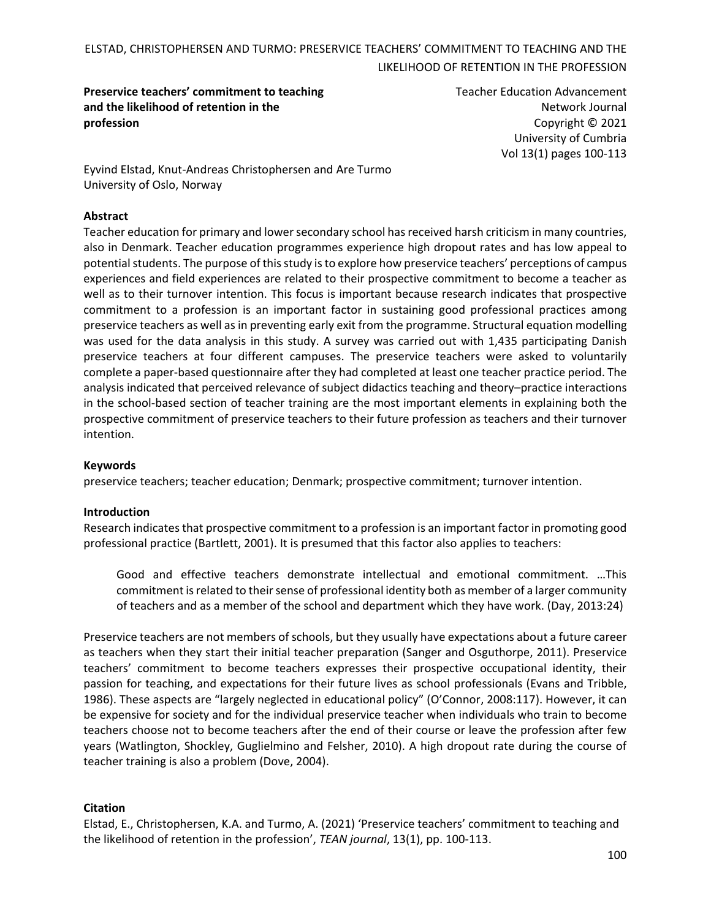**Preserveice teachers' commitment to teaching and the likelihood of retention in the profession**

Teacher Education Advancement Network Journal
Copyright © 2021
University of Cumbria
Vol 13(1) pages 100-113

Eyvind Elstad, Knut-Andreas Christophersen and Are Turmo
University of Oslo, Norway

**Abstract**

Teacher education for primary and lower secondary school has received harsh criticism in many countries, also in Denmark. Teacher education programmes experience high dropout rates and has low appeal to potential students. The purpose of this study is to explore how preservice teachers' perceptions of campus experiences and field experiences are related to their prospective commitment to become a teacher as well as to their turnover intention. This focus is important because research indicates that prospective commitment to a profession is an important factor in sustaining good professional practices among preservice teachers as well as in preventing early exit from the programme. Structural equation modelling was used for the data analysis in this study. A survey was carried out with 1,435 participating Danish preservice teachers at four different campuses. The preservice teachers were asked to voluntarily complete a paper-based questionnaire after they had completed at least one teacher practice period. The analysis indicated that perceived relevance of subject didactics teaching and theory–practice interactions in the school-based section of teacher training are the most important elements in explaining both the prospective commitment of preservice teachers to their future profession as teachers and their turnover intention.

**Keywords**

preservice teachers; teacher education; Denmark; prospective commitment; turnover intention.

**Introduction**

Research indicates that prospective commitment to a profession is an important factor in promoting good professional practice (Bartlett, 2001). It is presumed that this factor also applies to teachers:

> Good and effective teachers demonstrate intellectual and emotional commitment. …This commitment is related to their sense of professional identity both as member of a larger community of teachers and as a member of the school and department which they have work. (Day, 2013:24)

Preservice teachers are not members of schools, but they usually have expectations about a future career as teachers when they start their initial teacher preparation (Sanger and Osguthorpe, 2011). Preservice teachers' commitment to become teachers expresses their prospective occupational identity, their passion for teaching, and expectations for their future lives as school professionals (Evans and Tribble, 1986). These aspects are "largely neglected in educational policy" (O'Connor, 2008:117). However, it can be expensive for society and for the individual preservice teacher when individuals who train to become teachers choose not to become teachers after the end of their course or leave the profession after few years (Watlington, Shockley, Guglielmino and Felsher, 2010). A high dropout rate during the course of teacher training is also a problem (Dove, 2004).

**Citation**

Elstad, E., Christophersen, K.A. and Turmo, A. (2021) 'Preservice teachers' commitment to teaching and the likelihood of retention in the profession', *TEAN journal*, 13(1), pp. 100-113.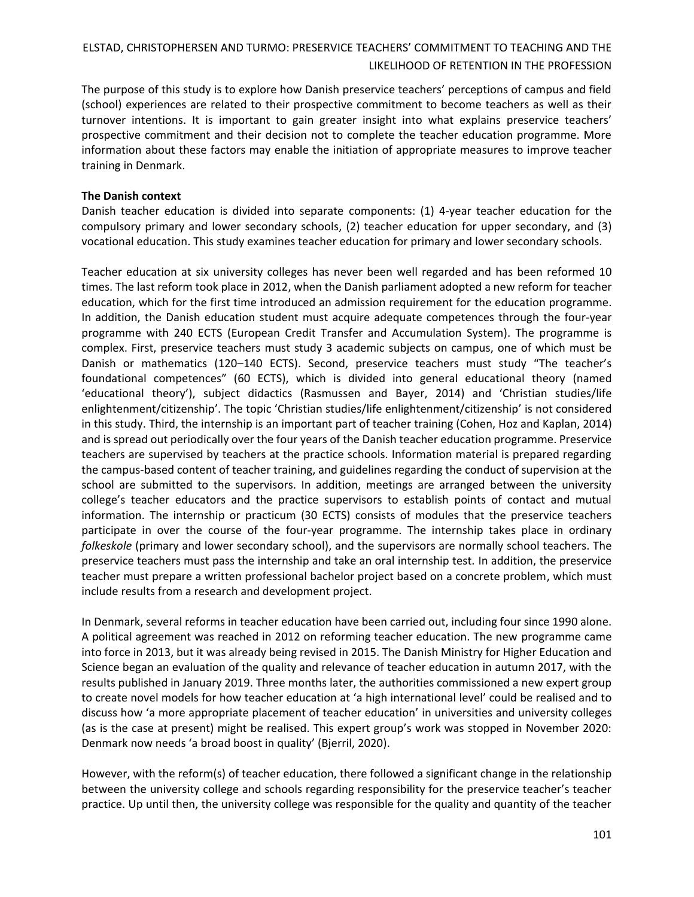The purpose of this study is to explore how Danish preservice teachers' perceptions of campus and field (school) experiences are related to their prospective commitment to become teachers as well as their turnover intentions. It is important to gain greater insight into what explains preservice teachers' prospective commitment and their decision not to complete the teacher education programme. More information about these factors may enable the initiation of appropriate measures to improve teacher training in Denmark.

**The Danish context**

Danish teacher education is divided into separate components: (1) 4-year teacher education for the compulsory primary and lower secondary schools, (2) teacher education for upper secondary, and (3) vocational education. This study examines teacher education for primary and lower secondary schools.

Teacher education at six university colleges has never been well regarded and has been reformed 10 times. The last reform took place in 2012, when the Danish parliament adopted a new reform for teacher education, which for the first time introduced an admission requirement for the education programme. In addition, the Danish education student must acquire adequate competences through the four-year programme with 240 ECTS (European Credit Transfer and Accumulation System). The programme is complex. First, preservice teachers must study 3 academic subjects on campus, one of which must be Danish or mathematics (120–140 ECTS). Second, preservice teachers must study "The teacher's foundational competences" (60 ECTS), which is divided into general educational theory (named 'educational theory'), subject didactics (Rasmussen and Bayer, 2014) and 'Christian studies/life enlightenment/citizenship'. The topic 'Christian studies/life enlightenment/citizenship' is not considered in this study. Third, the internship is an important part of teacher training (Cohen, Hoz and Kaplan, 2014) and is spread out periodically over the four years of the Danish teacher education programme. Preservice teachers are supervised by teachers at the practice schools. Information material is prepared regarding the campus-based content of teacher training, and guidelines regarding the conduct of supervision at the school are submitted to the supervisors. In addition, meetings are arranged between the university college's teacher educators and the practice supervisors to establish points of contact and mutual information. The internship or practicum (30 ECTS) consists of modules that the preservice teachers participate in over the course of the four-year programme. The internship takes place in ordinary *folkeskole* (primary and lower secondary school), and the supervisors are normally school teachers. The preservice teachers must pass the internship and take an oral internship test. In addition, the preservice teacher must prepare a written professional bachelor project based on a concrete problem, which must include results from a research and development project.

In Denmark, several reforms in teacher education have been carried out, including four since 1990 alone. A political agreement was reached in 2012 on reforming teacher education. The new programme came into force in 2013, but it was already being revised in 2015. The Danish Ministry for Higher Education and Science began an evaluation of the quality and relevance of teacher education in autumn 2017, with the results published in January 2019. Three months later, the authorities commissioned a new expert group to create novel models for how teacher education at 'a high international level' could be realised and to discuss how 'a more appropriate placement of teacher education' in universities and university colleges (as is the case at present) might be realised. This expert group's work was stopped in November 2020: Denmark now needs 'a broad boost in quality' (Bjerril, 2020).

However, with the reform(s) of teacher education, there followed a significant change in the relationship between the university college and schools regarding responsibility for the preservice teacher's teacher practice. Up until then, the university college was responsible for the quality and quantity of the teacher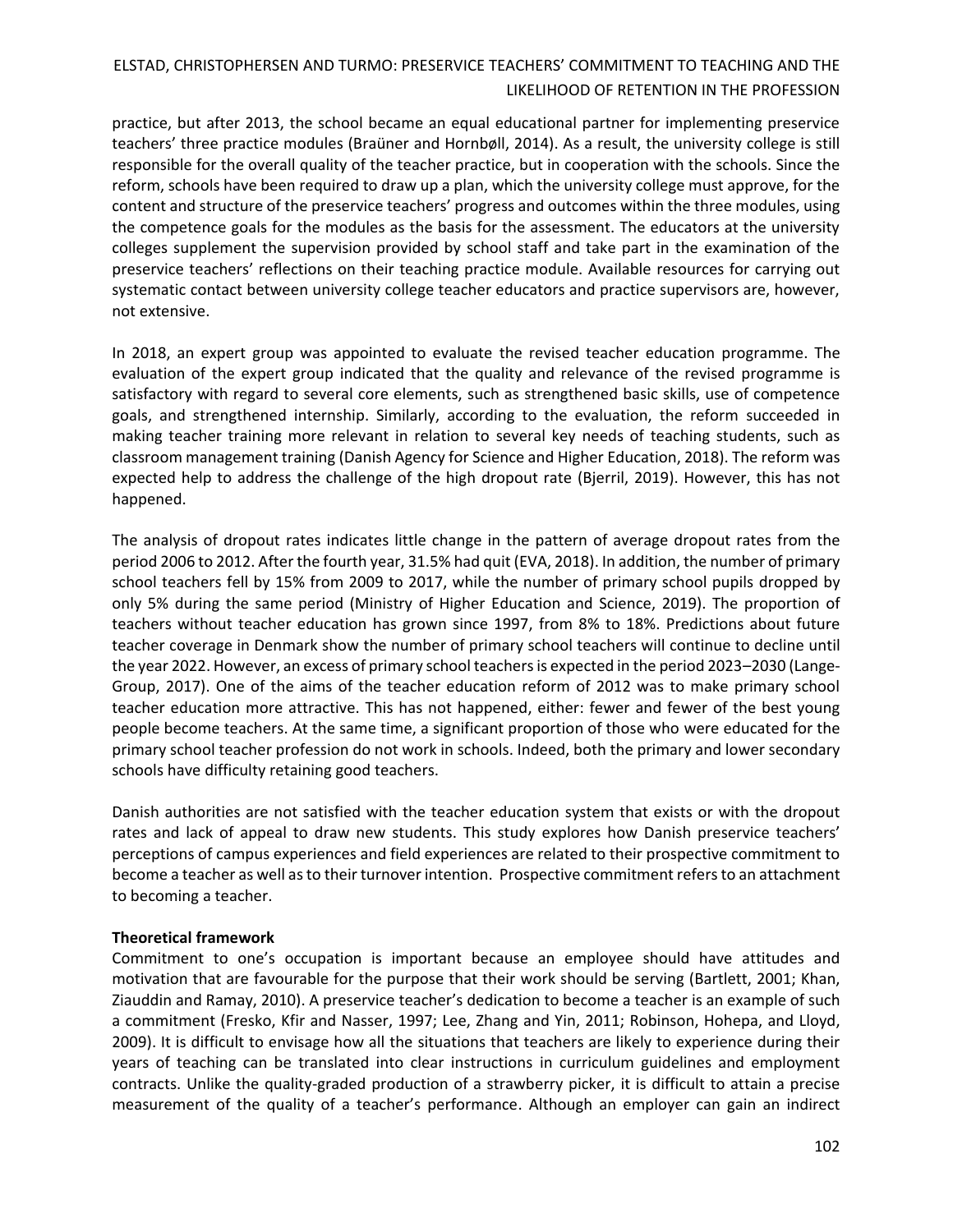practice, but after 2013, the school became an equal educational partner for implementing preservice teachers' three practice modules (Braüner and Hornbøll, 2014). As a result, the university college is still responsible for the overall quality of the teacher practice, but in cooperation with the schools. Since the reform, schools have been required to draw up a plan, which the university college must approve, for the content and structure of the preservice teachers' progress and outcomes within the three modules, using the competence goals for the modules as the basis for the assessment. The educators at the university colleges supplement the supervision provided by school staff and take part in the examination of the preservice teachers' reflections on their teaching practice module. Available resources for carrying out systematic contact between university college teacher educators and practice supervisors are, however, not extensive.

In 2018, an expert group was appointed to evaluate the revised teacher education programme. The evaluation of the expert group indicated that the quality and relevance of the revised programme is satisfactory with regard to several core elements, such as strengthened basic skills, use of competence goals, and strengthened internship. Similarly, according to the evaluation, the reform succeeded in making teacher training more relevant in relation to several key needs of teaching students, such as classroom management training (Danish Agency for Science and Higher Education, 2018). The reform was expected help to address the challenge of the high dropout rate (Bjerril, 2019). However, this has not happened.

The analysis of dropout rates indicates little change in the pattern of average dropout rates from the period 2006 to 2012. After the fourth year, 31.5% had quit (EVA, 2018). In addition, the number of primary school teachers fell by 15% from 2009 to 2017, while the number of primary school pupils dropped by only 5% during the same period (Ministry of Higher Education and Science, 2019). The proportion of teachers without teacher education has grown since 1997, from 8% to 18%. Predictions about future teacher coverage in Denmark show the number of primary school teachers will continue to decline until the year 2022. However, an excess of primary school teachers is expected in the period 2023–2030 (Lange-Group, 2017). One of the aims of the teacher education reform of 2012 was to make primary school teacher education more attractive. This has not happened, either: fewer and fewer of the best young people become teachers. At the same time, a significant proportion of those who were educated for the primary school teacher profession do not work in schools. Indeed, both the primary and lower secondary schools have difficulty retaining good teachers.

Danish authorities are not satisfied with the teacher education system that exists or with the dropout rates and lack of appeal to draw new students. This study explores how Danish preservice teachers' perceptions of campus experiences and field experiences are related to their prospective commitment to become a teacher as well as to their turnover intention. Prospective commitment refers to an attachment to becoming a teacher.

## Theoretical framework

Commitment to one's occupation is important because an employee should have attitudes and motivation that are favourable for the purpose that their work should be serving (Bartlett, 2001; Khan, Ziauddin and Ramay, 2010). A preservice teacher's dedication to become a teacher is an example of such a commitment (Fresko, Kfir and Nasser, 1997; Lee, Zhang and Yin, 2011; Robinson, Hohepa, and Lloyd, 2009). It is difficult to envisage how all the situations that teachers are likely to experience during their years of teaching can be translated into clear instructions in curriculum guidelines and employment contracts. Unlike the quality-graded production of a strawberry picker, it is difficult to attain a precise measurement of the quality of a teacher's performance. Although an employer can gain an indirect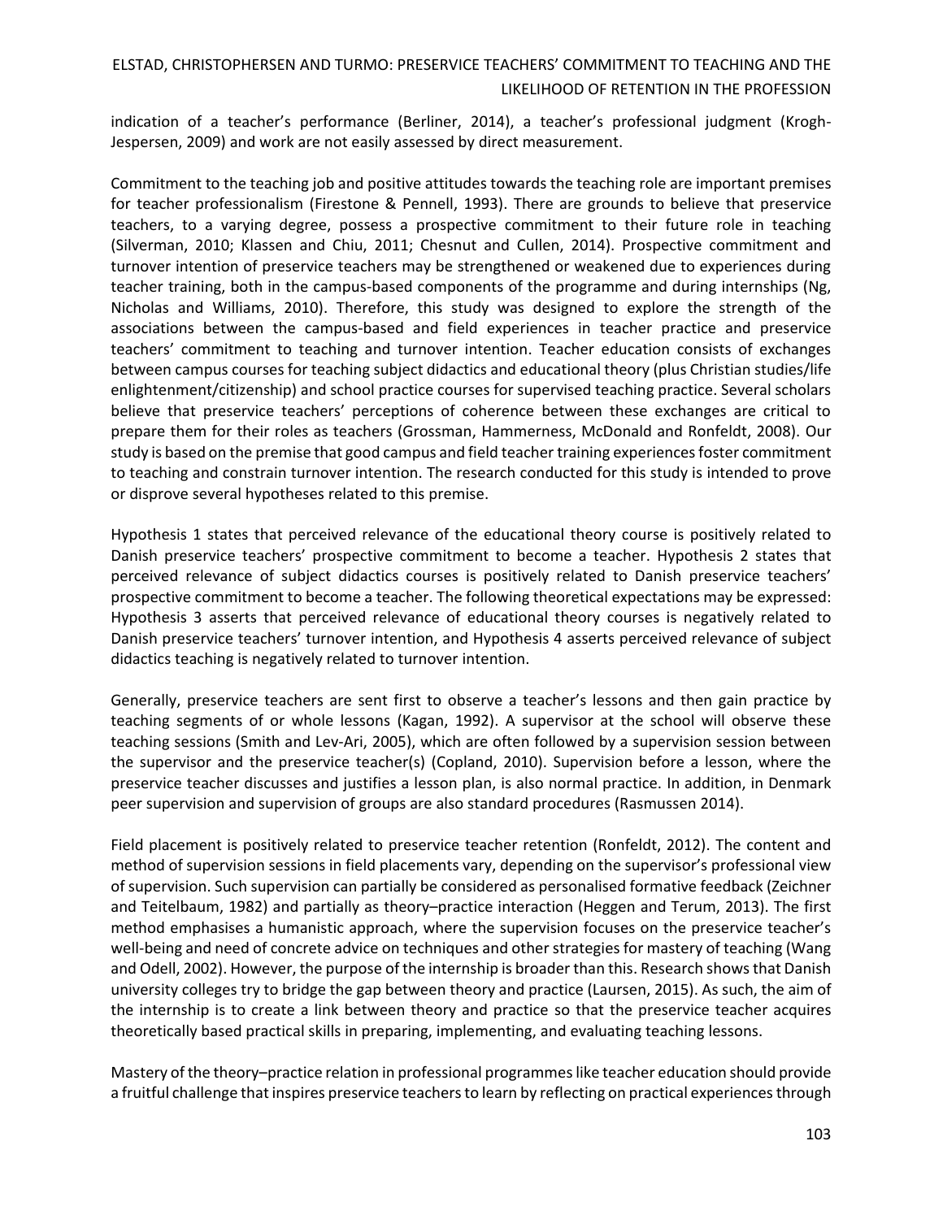indication of a teacher's performance (Berliner, 2014), a teacher's professional judgment (Krogh-Jespersen, 2009) and work are not easily assessed by direct measurement.

Commitment to the teaching job and positive attitudes towards the teaching role are important premises for teacher professionalism (Firestone & Pennell, 1993). There are grounds to believe that preservice teachers, to a varying degree, possess a prospective commitment to their future role in teaching (Silverman, 2010; Klassen and Chiu, 2011; Chesnut and Cullen, 2014). Prospective commitment and turnover intention of preservice teachers may be strengthened or weakened due to experiences during teacher training, both in the campus-based components of the programme and during internships (Ng, Nicholas and Williams, 2010). Therefore, this study was designed to explore the strength of the associations between the campus-based and field experiences in teacher practice and preservice teachers' commitment to teaching and turnover intention. Teacher education consists of exchanges between campus courses for teaching subject didactics and educational theory (plus Christian studies/life enlightenment/citizenship) and school practice courses for supervised teaching practice. Several scholars believe that preservice teachers' perceptions of coherence between these exchanges are critical to prepare them for their roles as teachers (Grossman, Hammerness, McDonald and Ronfeldt, 2008). Our study is based on the premise that good campus and field teacher training experiences foster commitment to teaching and constrain turnover intention. The research conducted for this study is intended to prove or disprove several hypotheses related to this premise.

Hypothesis 1 states that perceived relevance of the educational theory course is positively related to Danish preservice teachers' prospective commitment to become a teacher. Hypothesis 2 states that perceived relevance of subject didactics courses is positively related to Danish preservice teachers' prospective commitment to become a teacher. The following theoretical expectations may be expressed: Hypothesis 3 asserts that perceived relevance of educational theory courses is negatively related to Danish preservice teachers' turnover intention, and Hypothesis 4 asserts perceived relevance of subject didactics teaching is negatively related to turnover intention.

Generally, preservice teachers are sent first to observe a teacher's lessons and then gain practice by teaching segments of or whole lessons (Kagan, 1992). A supervisor at the school will observe these teaching sessions (Smith and Lev-Ari, 2005), which are often followed by a supervision session between the supervisor and the preservice teacher(s) (Copland, 2010). Supervision before a lesson, where the preservice teacher discusses and justifies a lesson plan, is also normal practice. In addition, in Denmark peer supervision and supervision of groups are also standard procedures (Rasmussen 2014).

Field placement is positively related to preservice teacher retention (Ronfeldt, 2012). The content and method of supervision sessions in field placements vary, depending on the supervisor's professional view of supervision. Such supervision can partially be considered as personalised formative feedback (Zeichner and Teitelbaum, 1982) and partially as theory–practice interaction (Heggen and Terum, 2013). The first method emphasises a humanistic approach, where the supervision focuses on the preservice teacher's well-being and need of concrete advice on techniques and other strategies for mastery of teaching (Wang and Odell, 2002). However, the purpose of the internship is broader than this. Research shows that Danish university colleges try to bridge the gap between theory and practice (Laursen, 2015). As such, the aim of the internship is to create a link between theory and practice so that the preservice teacher acquires theoretically based practical skills in preparing, implementing, and evaluating teaching lessons.

Mastery of the theory–practice relation in professional programmes like teacher education should provide a fruitful challenge that inspires preservice teachers to learn by reflecting on practical experiences through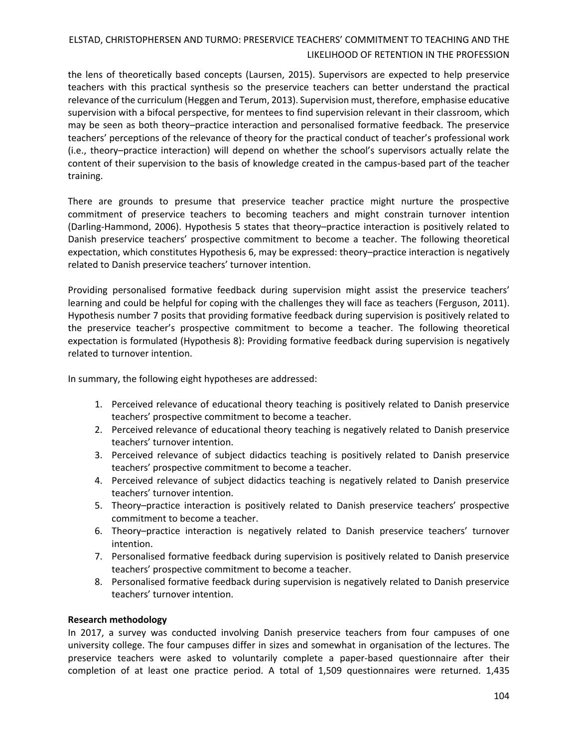the lens of theoretically based concepts (Laursen, 2015). Supervisors are expected to help preservice teachers with this practical synthesis so the preservice teachers can better understand the practical relevance of the curriculum (Heggen and Terum, 2013). Supervision must, therefore, emphasise educative supervision with a bifocal perspective, for mentees to find supervision relevant in their classroom, which may be seen as both theory–practice interaction and personalised formative feedback. The preservice teachers' perceptions of the relevance of theory for the practical conduct of teacher's professional work (i.e., theory–practice interaction) will depend on whether the school's supervisors actually relate the content of their supervision to the basis of knowledge created in the campus-based part of the teacher training.

There are grounds to presume that preservice teacher practice might nurture the prospective commitment of preservice teachers to becoming teachers and might constrain turnover intention (Darling-Hammond, 2006). Hypothesis 5 states that theory–practice interaction is positively related to Danish preservice teachers' prospective commitment to become a teacher. The following theoretical expectation, which constitutes Hypothesis 6, may be expressed: theory–practice interaction is negatively related to Danish preservice teachers' turnover intention.

Providing personalised formative feedback during supervision might assist the preservice teachers' learning and could be helpful for coping with the challenges they will face as teachers (Ferguson, 2011). Hypothesis number 7 posits that providing formative feedback during supervision is positively related to the preservice teacher's prospective commitment to become a teacher. The following theoretical expectation is formulated (Hypothesis 8): Providing formative feedback during supervision is negatively related to turnover intention.

In summary, the following eight hypotheses are addressed:

1. Perceived relevance of educational theory teaching is positively related to Danish preservice teachers' prospective commitment to become a teacher.
2. Perceived relevance of educational theory teaching is negatively related to Danish preservice teachers' turnover intention.
3. Perceived relevance of subject didactics teaching is positively related to Danish preservice teachers' prospective commitment to become a teacher.
4. Perceived relevance of subject didactics teaching is negatively related to Danish preservice teachers' turnover intention.
5. Theory–practice interaction is positively related to Danish preservice teachers' prospective commitment to become a teacher.
6. Theory–practice interaction is negatively related to Danish preservice teachers' turnover intention.
7. Personalised formative feedback during supervision is positively related to Danish preservice teachers' prospective commitment to become a teacher.
8. Personalised formative feedback during supervision is negatively related to Danish preservice teachers' turnover intention.

**Research methodology**

In 2017, a survey was conducted involving Danish preservice teachers from four campuses of one university college. The four campuses differ in sizes and somewhat in organisation of the lectures. The preservice teachers were asked to voluntarily complete a paper-based questionnaire after their completion of at least one practice period. A total of 1,509 questionnaires were returned. 1,435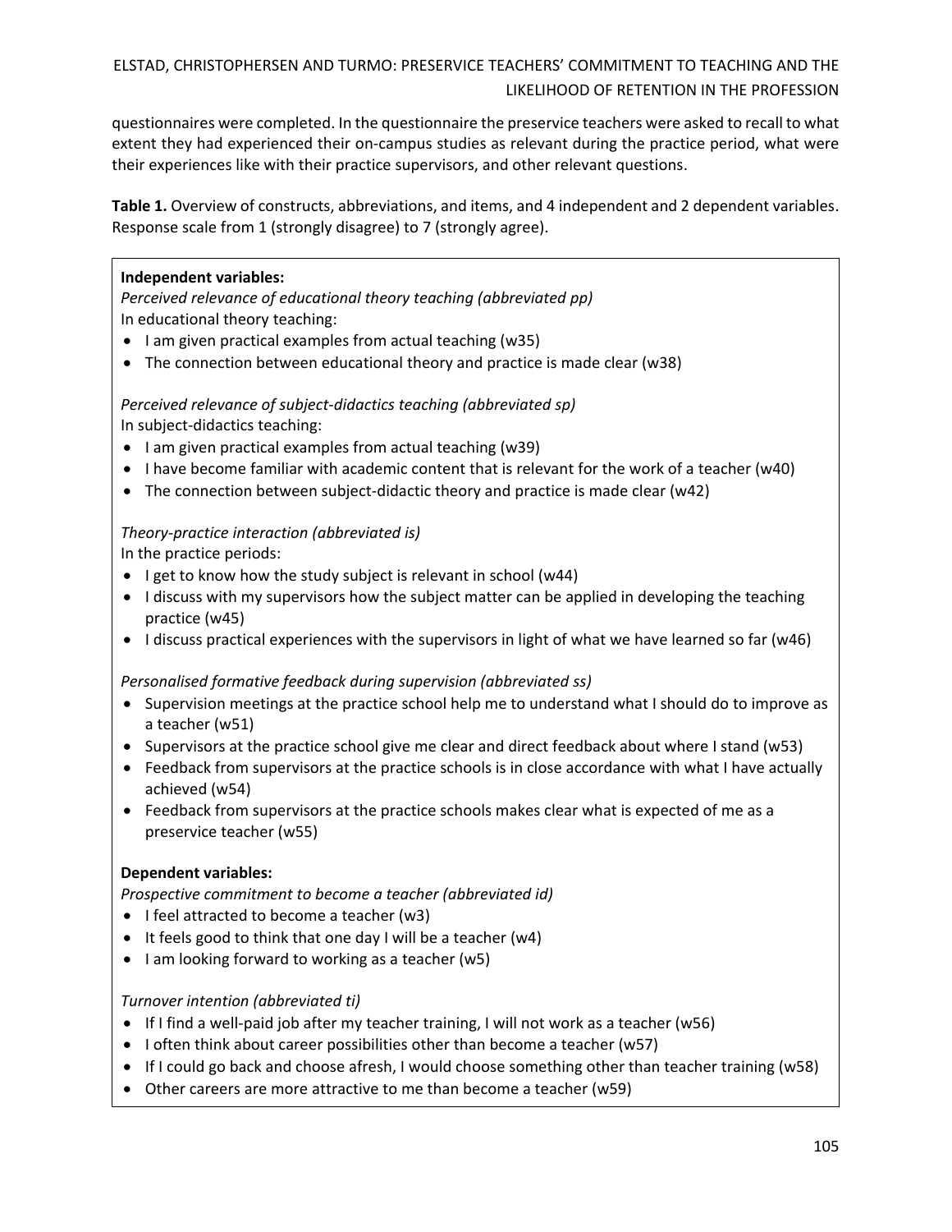questionnaires were completed. In the questionnaire the preservice teachers were asked to recall to what extent they had experienced their on-campus studies as relevant during the practice period, what were their experiences like with their practice supervisors, and other relevant questions.

**Table 1.** Overview of constructs, abbreviations, and items, and 4 independent and 2 dependent variables. Response scale from 1 (strongly disagree) to 7 (strongly agree).

**Independent variables:**

*Perceived relevance of educational theory teaching (abbreviated pp)*
In educational theory teaching:

- I am given practical examples from actual teaching (w35)
- The connection between educational theory and practice is made clear (w38)

*Perceived relevance of subject-didactics teaching (abbreviated sp)*
In subject-didactics teaching:

- I am given practical examples from actual teaching (w39)
- I have become familiar with academic content that is relevant for the work of a teacher (w40)
- The connection between subject-didactic theory and practice is made clear (w42)

*Theory-practice interaction (abbreviated is)*
In the practice periods:

- I get to know how the study subject is relevant in school (w44)
- I discuss with my supervisors how the subject matter can be applied in developing the teaching practice (w45)
- I discuss practical experiences with the supervisors in light of what we have learned so far (w46)

*Personalised formative feedback during supervision (abbreviated ss)*

- Supervision meetings at the practice school help me to understand what I should do to improve as a teacher (w51)
- Supervisors at the practice school give me clear and direct feedback about where I stand (w53)
- Feedback from supervisors at the practice schools is in close accordance with what I have actually achieved (w54)
- Feedback from supervisors at the practice schools makes clear what is expected of me as a preservice teacher (w55)

**Dependent variables:**

*Prospective commitment to become a teacher (abbreviated id)*

- I feel attracted to become a teacher (w3)
- It feels good to think that one day I will be a teacher (w4)
- I am looking forward to working as a teacher (w5)

*Turnover intention (abbreviated ti)*

- If I find a well-paid job after my teacher training, I will not work as a teacher (w56)
- I often think about career possibilities other than become a teacher (w57)
- If I could go back and choose afresh, I would choose something other than teacher training (w58)
- Other careers are more attractive to me than become a teacher (w59)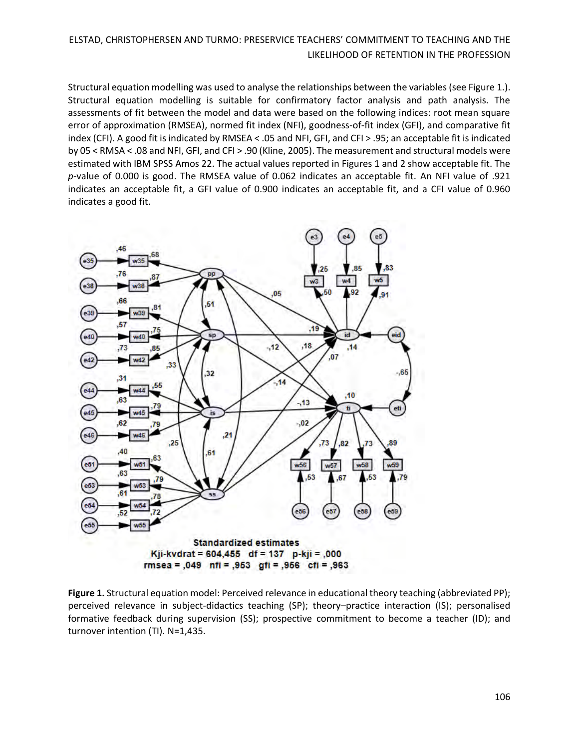Structural equation modelling was used to analyse the relationships between the variables (see Figure 1.). Structural equation modelling is suitable for confirmatory factor analysis and path analysis. The assessments of fit between the model and data were based on the following indices: root mean square error of approximation (RMSEA), normed fit index (NFI), goodness-of-fit index (GFI), and comparative fit index (CFI). A good fit is indicated by RMSEA < .05 and NFI, GFI, and CFI > .95; an acceptable fit is indicated by 05 < RMSA < .08 and NFI, GFI, and CFI > .90 (Kline, 2005). The measurement and structural models were estimated with IBM SPSS Amos 22. The actual values reported in Figures 1 and 2 show acceptable fit. The *p*-value of 0.000 is good. The RMSEA value of 0.062 indicates an acceptable fit. An NFI value of .921 indicates an acceptable fit, a GFI value of 0.900 indicates an acceptable fit, and a CFI value of 0.960 indicates a good fit.

**Figure 1.** Structural equation model: Perceived relevance in educational theory teaching (abbreviated PP); perceived relevance in subject-didactics teaching (SP); theory–practice interaction (IS); personalised formative feedback during supervision (SS); prospective commitment to become a teacher (ID); and turnover intention (TI). N=1,435.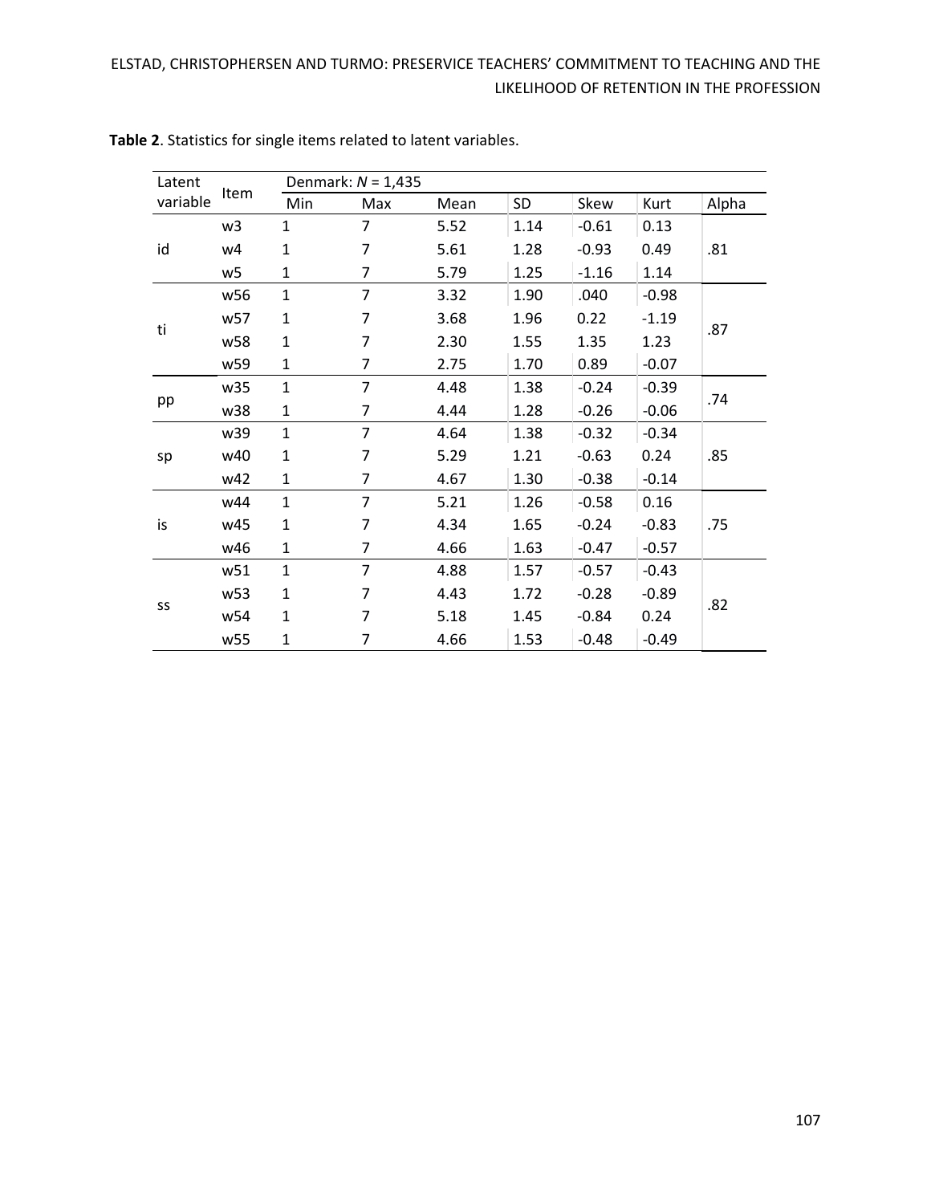**Table 2**. Statistics for single items related to latent variables.

| Latent variable | Item | Denmark: *N* = 1,435 | | | | | | |
|---|---|---|---|---|---|---|---|---|
| | | Min | Max | Mean | SD | Skew | Kurt | Alpha |
| id | w3 | 1 | 7 | 5.52 | 1.14 | -0.61 | 0.13 | .81 |
| | w4 | 1 | 7 | 5.61 | 1.28 | -0.93 | 0.49 | |
| | w5 | 1 | 7 | 5.79 | 1.25 | -1.16 | 1.14 | |
| ti | w56 | 1 | 7 | 3.32 | 1.90 | .040 | -0.98 | .87 |
| | w57 | 1 | 7 | 3.68 | 1.96 | 0.22 | -1.19 | |
| | w58 | 1 | 7 | 2.30 | 1.55 | 1.35 | 1.23 | |
| | w59 | 1 | 7 | 2.75 | 1.70 | 0.89 | -0.07 | |
| pp | w35 | 1 | 7 | 4.48 | 1.38 | -0.24 | -0.39 | .74 |
| | w38 | 1 | 7 | 4.44 | 1.28 | -0.26 | -0.06 | |
| sp | w39 | 1 | 7 | 4.64 | 1.38 | -0.32 | -0.34 | .85 |
| | w40 | 1 | 7 | 5.29 | 1.21 | -0.63 | 0.24 | |
| | w42 | 1 | 7 | 4.67 | 1.30 | -0.38 | -0.14 | |
| is | w44 | 1 | 7 | 5.21 | 1.26 | -0.58 | 0.16 | .75 |
| | w45 | 1 | 7 | 4.34 | 1.65 | -0.24 | -0.83 | |
| | w46 | 1 | 7 | 4.66 | 1.63 | -0.47 | -0.57 | |
| ss | w51 | 1 | 7 | 4.88 | 1.57 | -0.57 | -0.43 | .82 |
| | w53 | 1 | 7 | 4.43 | 1.72 | -0.28 | -0.89 | |
| | w54 | 1 | 7 | 5.18 | 1.45 | -0.84 | 0.24 | |
| | w55 | 1 | 7 | 4.66 | 1.53 | -0.48 | -0.49 | |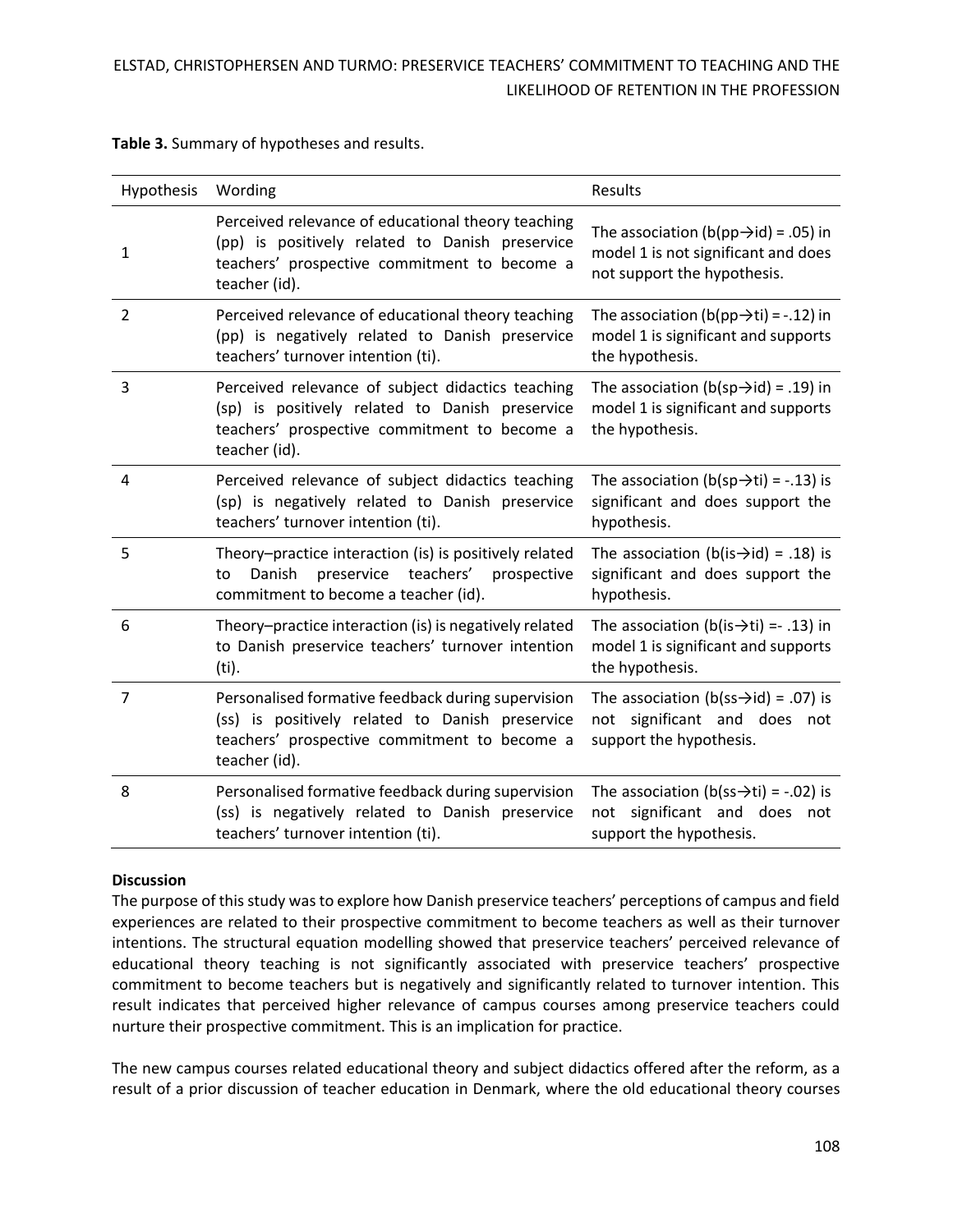**Table 3.** Summary of hypotheses and results.

| Hypothesis | Wording | Results |
|---|---|---|
| 1 | Perceived relevance of educational theory teaching (pp) is positively related to Danish preservice teachers' prospective commitment to become a teacher (id). | The association (b(pp→id) = .05) in model 1 is not significant and does not support the hypothesis. |
| 2 | Perceived relevance of educational theory teaching (pp) is negatively related to Danish preservice teachers' turnover intention (ti). | The association (b(pp→ti) = -.12) in model 1 is significant and supports the hypothesis. |
| 3 | Perceived relevance of subject didactics teaching (sp) is positively related to Danish preservice teachers' prospective commitment to become a teacher (id). | The association (b(sp→id) = .19) in model 1 is significant and supports the hypothesis. |
| 4 | Perceived relevance of subject didactics teaching (sp) is negatively related to Danish preservice teachers' turnover intention (ti). | The association (b(sp→ti) = -.13) is significant and does support the hypothesis. |
| 5 | Theory–practice interaction (is) is positively related to Danish preservice teachers' prospective commitment to become a teacher (id). | The association (b(is→id) = .18) is significant and does support the hypothesis. |
| 6 | Theory–practice interaction (is) is negatively related to Danish preservice teachers' turnover intention (ti). | The association (b(is→ti) =- .13) in model 1 is significant and supports the hypothesis. |
| 7 | Personalised formative feedback during supervision (ss) is positively related to Danish preservice teachers' prospective commitment to become a teacher (id). | The association (b(ss→id) = .07) is not significant and does not support the hypothesis. |
| 8 | Personalised formative feedback during supervision (ss) is negatively related to Danish preservice teachers' turnover intention (ti). | The association (b(ss→ti) = -.02) is not significant and does not support the hypothesis. |

**Discussion**

The purpose of this study was to explore how Danish preservice teachers' perceptions of campus and field experiences are related to their prospective commitment to become teachers as well as their turnover intentions. The structural equation modelling showed that preservice teachers' perceived relevance of educational theory teaching is not significantly associated with preservice teachers' prospective commitment to become teachers but is negatively and significantly related to turnover intention. This result indicates that perceived higher relevance of campus courses among preservice teachers could nurture their prospective commitment. This is an implication for practice.

The new campus courses related educational theory and subject didactics offered after the reform, as a result of a prior discussion of teacher education in Denmark, where the old educational theory courses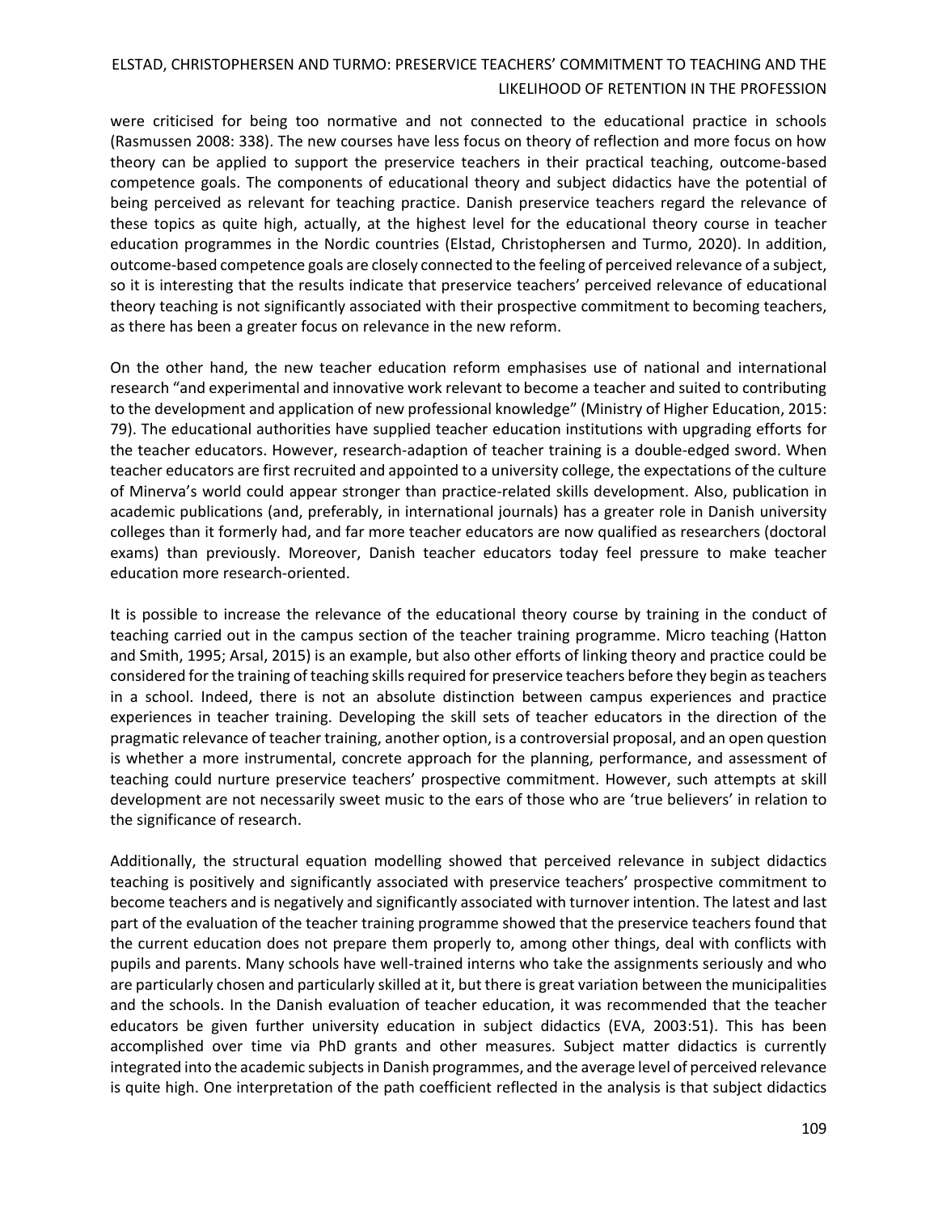were criticised for being too normative and not connected to the educational practice in schools (Rasmussen 2008: 338). The new courses have less focus on theory of reflection and more focus on how theory can be applied to support the preservice teachers in their practical teaching, outcome-based competence goals. The components of educational theory and subject didactics have the potential of being perceived as relevant for teaching practice. Danish preservice teachers regard the relevance of these topics as quite high, actually, at the highest level for the educational theory course in teacher education programmes in the Nordic countries (Elstad, Christophersen and Turmo, 2020). In addition, outcome-based competence goals are closely connected to the feeling of perceived relevance of a subject, so it is interesting that the results indicate that preservice teachers' perceived relevance of educational theory teaching is not significantly associated with their prospective commitment to becoming teachers, as there has been a greater focus on relevance in the new reform.

On the other hand, the new teacher education reform emphasises use of national and international research "and experimental and innovative work relevant to become a teacher and suited to contributing to the development and application of new professional knowledge" (Ministry of Higher Education, 2015: 79). The educational authorities have supplied teacher education institutions with upgrading efforts for the teacher educators. However, research-adaption of teacher training is a double-edged sword. When teacher educators are first recruited and appointed to a university college, the expectations of the culture of Minerva's world could appear stronger than practice-related skills development. Also, publication in academic publications (and, preferably, in international journals) has a greater role in Danish university colleges than it formerly had, and far more teacher educators are now qualified as researchers (doctoral exams) than previously. Moreover, Danish teacher educators today feel pressure to make teacher education more research-oriented.

It is possible to increase the relevance of the educational theory course by training in the conduct of teaching carried out in the campus section of the teacher training programme. Micro teaching (Hatton and Smith, 1995; Arsal, 2015) is an example, but also other efforts of linking theory and practice could be considered for the training of teaching skills required for preservice teachers before they begin as teachers in a school. Indeed, there is not an absolute distinction between campus experiences and practice experiences in teacher training. Developing the skill sets of teacher educators in the direction of the pragmatic relevance of teacher training, another option, is a controversial proposal, and an open question is whether a more instrumental, concrete approach for the planning, performance, and assessment of teaching could nurture preservice teachers' prospective commitment. However, such attempts at skill development are not necessarily sweet music to the ears of those who are 'true believers' in relation to the significance of research.

Additionally, the structural equation modelling showed that perceived relevance in subject didactics teaching is positively and significantly associated with preservice teachers' prospective commitment to become teachers and is negatively and significantly associated with turnover intention. The latest and last part of the evaluation of the teacher training programme showed that the preservice teachers found that the current education does not prepare them properly to, among other things, deal with conflicts with pupils and parents. Many schools have well-trained interns who take the assignments seriously and who are particularly chosen and particularly skilled at it, but there is great variation between the municipalities and the schools. In the Danish evaluation of teacher education, it was recommended that the teacher educators be given further university education in subject didactics (EVA, 2003:51). This has been accomplished over time via PhD grants and other measures. Subject matter didactics is currently integrated into the academic subjects in Danish programmes, and the average level of perceived relevance is quite high. One interpretation of the path coefficient reflected in the analysis is that subject didactics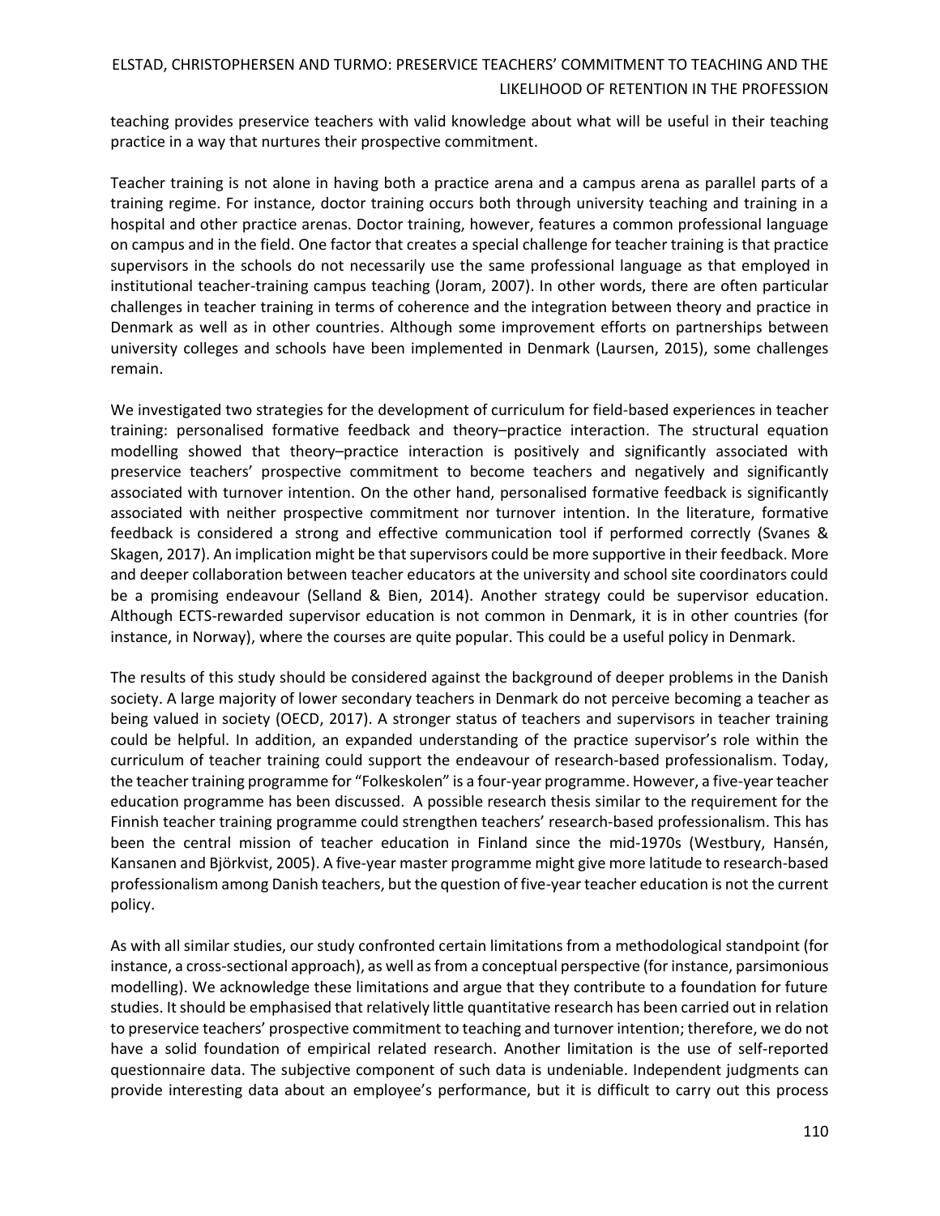teaching provides preservice teachers with valid knowledge about what will be useful in their teaching practice in a way that nurtures their prospective commitment.

Teacher training is not alone in having both a practice arena and a campus arena as parallel parts of a training regime. For instance, doctor training occurs both through university teaching and training in a hospital and other practice arenas. Doctor training, however, features a common professional language on campus and in the field. One factor that creates a special challenge for teacher training is that practice supervisors in the schools do not necessarily use the same professional language as that employed in institutional teacher-training campus teaching (Joram, 2007). In other words, there are often particular challenges in teacher training in terms of coherence and the integration between theory and practice in Denmark as well as in other countries. Although some improvement efforts on partnerships between university colleges and schools have been implemented in Denmark (Laursen, 2015), some challenges remain.

We investigated two strategies for the development of curriculum for field-based experiences in teacher training: personalised formative feedback and theory–practice interaction. The structural equation modelling showed that theory–practice interaction is positively and significantly associated with preservice teachers' prospective commitment to become teachers and negatively and significantly associated with turnover intention. On the other hand, personalised formative feedback is significantly associated with neither prospective commitment nor turnover intention. In the literature, formative feedback is considered a strong and effective communication tool if performed correctly (Svanes & Skagen, 2017). An implication might be that supervisors could be more supportive in their feedback. More and deeper collaboration between teacher educators at the university and school site coordinators could be a promising endeavour (Selland & Bien, 2014). Another strategy could be supervisor education. Although ECTS-rewarded supervisor education is not common in Denmark, it is in other countries (for instance, in Norway), where the courses are quite popular. This could be a useful policy in Denmark.

The results of this study should be considered against the background of deeper problems in the Danish society. A large majority of lower secondary teachers in Denmark do not perceive becoming a teacher as being valued in society (OECD, 2017). A stronger status of teachers and supervisors in teacher training could be helpful. In addition, an expanded understanding of the practice supervisor's role within the curriculum of teacher training could support the endeavour of research-based professionalism. Today, the teacher training programme for "Folkeskolen" is a four-year programme. However, a five-year teacher education programme has been discussed. A possible research thesis similar to the requirement for the Finnish teacher training programme could strengthen teachers' research-based professionalism. This has been the central mission of teacher education in Finland since the mid-1970s (Westbury, Hansén, Kansanen and Björkvist, 2005). A five-year master programme might give more latitude to research-based professionalism among Danish teachers, but the question of five-year teacher education is not the current policy.

As with all similar studies, our study confronted certain limitations from a methodological standpoint (for instance, a cross-sectional approach), as well as from a conceptual perspective (for instance, parsimonious modelling). We acknowledge these limitations and argue that they contribute to a foundation for future studies. It should be emphasised that relatively little quantitative research has been carried out in relation to preservice teachers' prospective commitment to teaching and turnover intention; therefore, we do not have a solid foundation of empirical related research. Another limitation is the use of self-reported questionnaire data. The subjective component of such data is undeniable. Independent judgments can provide interesting data about an employee's performance, but it is difficult to carry out this process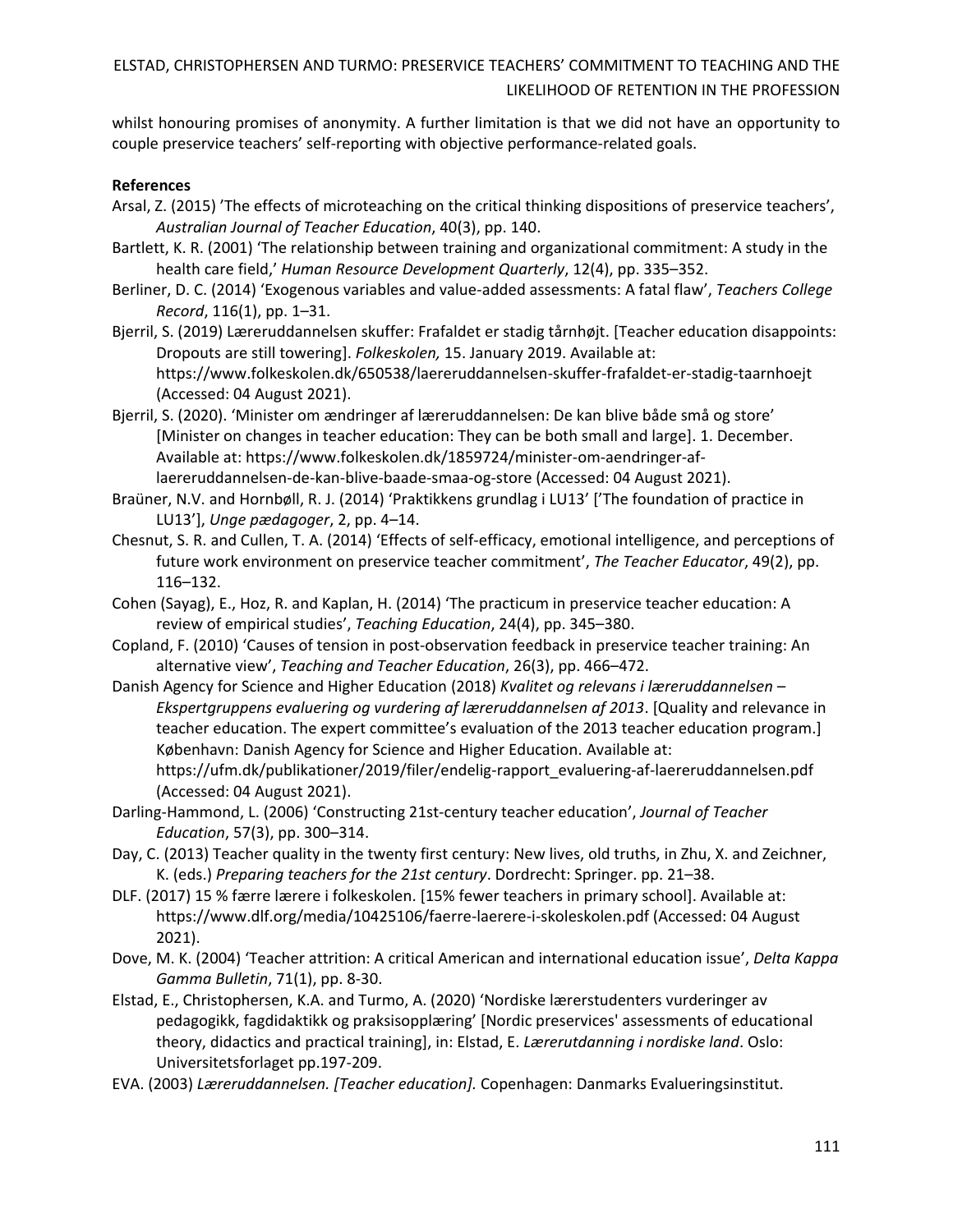whilst honouring promises of anonymity. A further limitation is that we did not have an opportunity to couple preservice teachers' self-reporting with objective performance-related goals.

**References**

Arsal, Z. (2015) 'The effects of microteaching on the critical thinking dispositions of preservice teachers', *Australian Journal of Teacher Education*, 40(3), pp. 140.

Bartlett, K. R. (2001) 'The relationship between training and organizational commitment: A study in the health care field,' *Human Resource Development Quarterly*, 12(4), pp. 335–352.

Berliner, D. C. (2014) 'Exogenous variables and value-added assessments: A fatal flaw', *Teachers College Record*, 116(1), pp. 1–31.

Bjerril, S. (2019) Læreruddannelsen skuffer: Frafaldet er stadig tårnhøjt. [Teacher education disappoints: Dropouts are still towering]. *Folkeskolen,* 15. January 2019. Available at: https://www.folkeskolen.dk/650538/laereruddannelsen-skuffer-frafaldet-er-stadig-taarnhoejt (Accessed: 04 August 2021).

Bjerril, S. (2020). 'Minister om ændringer af læreruddannelsen: De kan blive både små og store' [Minister on changes in teacher education: They can be both small and large]. 1. December. Available at: https://www.folkeskolen.dk/1859724/minister-om-aendringer-af-laereruddannelsen-de-kan-blive-baade-smaa-og-store (Accessed: 04 August 2021).

Braüner, N.V. and Hornbøll, R. J. (2014) 'Praktikkens grundlag i LU13' ['The foundation of practice in LU13'], *Unge pædagoger*, 2, pp. 4–14.

Chesnut, S. R. and Cullen, T. A. (2014) 'Effects of self-efficacy, emotional intelligence, and perceptions of future work environment on preservice teacher commitment', *The Teacher Educator*, 49(2), pp. 116–132.

Cohen (Sayag), E., Hoz, R. and Kaplan, H. (2014) 'The practicum in preservice teacher education: A review of empirical studies', *Teaching Education*, 24(4), pp. 345–380.

Copland, F. (2010) 'Causes of tension in post-observation feedback in preservice teacher training: An alternative view', *Teaching and Teacher Education*, 26(3), pp. 466–472.

Danish Agency for Science and Higher Education (2018) *Kvalitet og relevans i læreruddannelsen – Ekspertgruppens evaluering og vurdering af læreruddannelsen af 2013*. [Quality and relevance in teacher education. The expert committee's evaluation of the 2013 teacher education program.] København: Danish Agency for Science and Higher Education. Available at: https://ufm.dk/publikationer/2019/filer/endelig-rapport_evaluering-af-laereruddannelsen.pdf (Accessed: 04 August 2021).

Darling-Hammond, L. (2006) 'Constructing 21st-century teacher education', *Journal of Teacher Education*, 57(3), pp. 300–314.

Day, C. (2013) Teacher quality in the twenty first century: New lives, old truths, in Zhu, X. and Zeichner, K. (eds.) *Preparing teachers for the 21st century*. Dordrecht: Springer. pp. 21–38.

DLF. (2017) 15 % færre lærere i folkeskolen. [15% fewer teachers in primary school]. Available at: https://www.dlf.org/media/10425106/faerre-laerere-i-skoleskolen.pdf (Accessed: 04 August 2021).

Dove, M. K. (2004) 'Teacher attrition: A critical American and international education issue', *Delta Kappa Gamma Bulletin*, 71(1), pp. 8-30.

Elstad, E., Christophersen, K.A. and Turmo, A. (2020) 'Nordiske lærerstudenters vurderinger av pedagogikk, fagdidaktikk og praksisopplæring' [Nordic preservices' assessments of educational theory, didactics and practical training], in: Elstad, E. *Lærerutdanning i nordiske land*. Oslo: Universitetsforlaget pp.197-209.

EVA. (2003) *Læreruddannelsen. [Teacher education].* Copenhagen: Danmarks Evalueringsinstitut.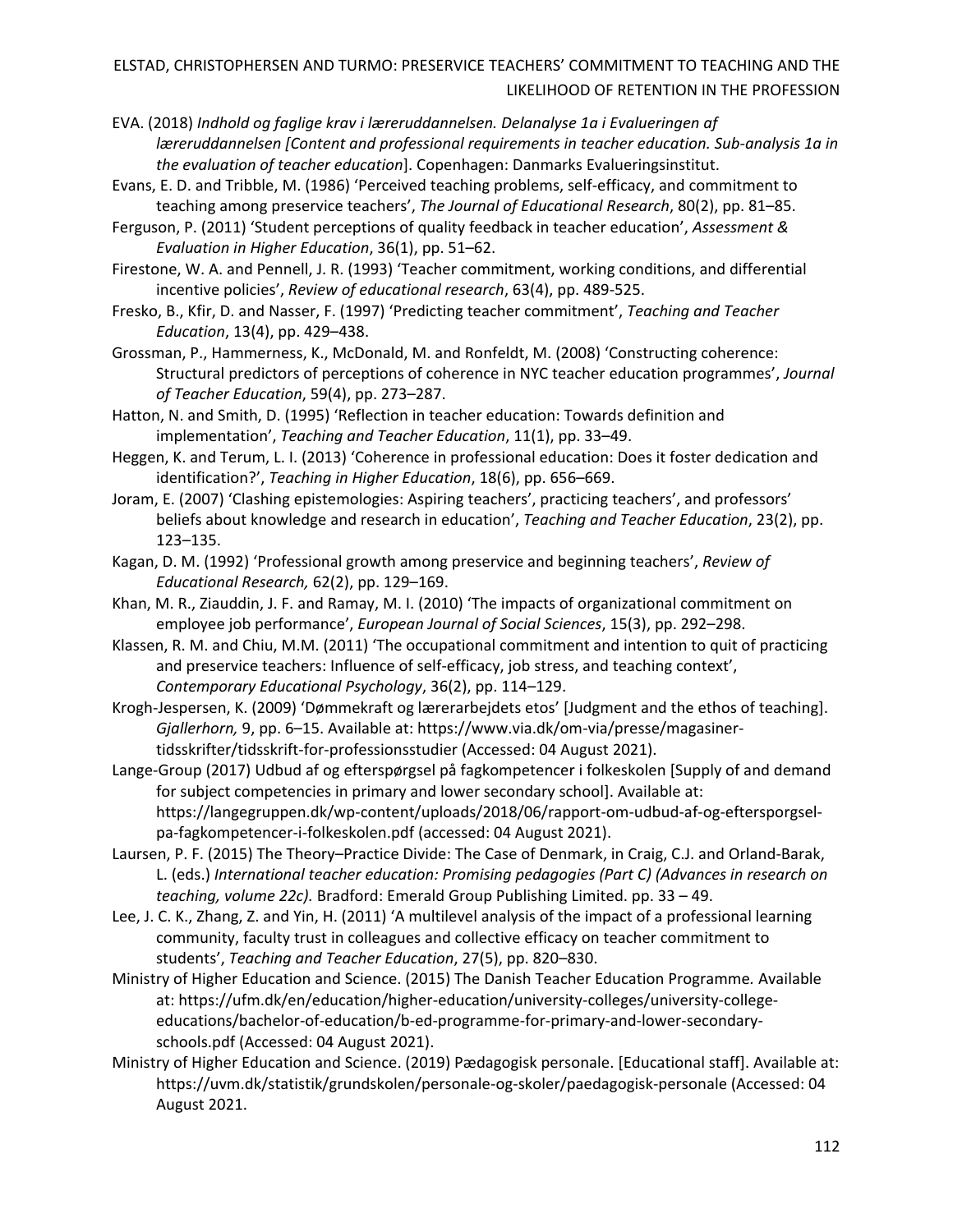EVA. (2018) *Indhold og faglige krav i læreruddannelsen. Delanalyse 1a i Evalueringen af læreruddannelsen [Content and professional requirements in teacher education. Sub-analysis 1a in the evaluation of teacher education*]. Copenhagen: Danmarks Evalueringsinstitut.

Evans, E. D. and Tribble, M. (1986) 'Perceived teaching problems, self-efficacy, and commitment to teaching among preservice teachers', *The Journal of Educational Research*, 80(2), pp. 81–85.

Ferguson, P. (2011) 'Student perceptions of quality feedback in teacher education', *Assessment & Evaluation in Higher Education*, 36(1), pp. 51–62.

Firestone, W. A. and Pennell, J. R. (1993) 'Teacher commitment, working conditions, and differential incentive policies', *Review of educational research*, 63(4), pp. 489-525.

Fresko, B., Kfir, D. and Nasser, F. (1997) 'Predicting teacher commitment', *Teaching and Teacher Education*, 13(4), pp. 429–438.

Grossman, P., Hammerness, K., McDonald, M. and Ronfeldt, M. (2008) 'Constructing coherence: Structural predictors of perceptions of coherence in NYC teacher education programmes', *Journal of Teacher Education*, 59(4), pp. 273–287.

Hatton, N. and Smith, D. (1995) 'Reflection in teacher education: Towards definition and implementation', *Teaching and Teacher Education*, 11(1), pp. 33–49.

Heggen, K. and Terum, L. I. (2013) 'Coherence in professional education: Does it foster dedication and identification?', *Teaching in Higher Education*, 18(6), pp. 656–669.

Joram, E. (2007) 'Clashing epistemologies: Aspiring teachers', practicing teachers', and professors' beliefs about knowledge and research in education', *Teaching and Teacher Education*, 23(2), pp. 123–135.

Kagan, D. M. (1992) 'Professional growth among preservice and beginning teachers', *Review of Educational Research,* 62(2), pp. 129–169.

Khan, M. R., Ziauddin, J. F. and Ramay, M. I. (2010) 'The impacts of organizational commitment on employee job performance', *European Journal of Social Sciences*, 15(3), pp. 292–298.

Klassen, R. M. and Chiu, M.M. (2011) 'The occupational commitment and intention to quit of practicing and preservice teachers: Influence of self-efficacy, job stress, and teaching context', *Contemporary Educational Psychology*, 36(2), pp. 114–129.

Krogh-Jespersen, K. (2009) 'Dømmekraft og lærerarbejdets etos' [Judgment and the ethos of teaching]. *Gjallerhorn,* 9, pp. 6–15. Available at: https://www.via.dk/om-via/presse/magasiner-tidsskrifter/tidsskrift-for-professionsstudier (Accessed: 04 August 2021).

Lange-Group (2017) Udbud af og efterspørgsel på fagkompetencer i folkeskolen [Supply of and demand for subject competencies in primary and lower secondary school]. Available at: https://langegruppen.dk/wp-content/uploads/2018/06/rapport-om-udbud-af-og-efterspørgsel-pa-fagkompetencer-i-folkeskolen.pdf (accessed: 04 August 2021).

Laursen, P. F. (2015) The Theory–Practice Divide: The Case of Denmark, in Craig, C.J. and Orland-Barak, L. (eds.) *International teacher education: Promising pedagogies (Part C) (Advances in research on teaching, volume 22c).* Bradford: Emerald Group Publishing Limited. pp. 33 – 49.

Lee, J. C. K., Zhang, Z. and Yin, H. (2011) 'A multilevel analysis of the impact of a professional learning community, faculty trust in colleagues and collective efficacy on teacher commitment to students', *Teaching and Teacher Education*, 27(5), pp. 820–830.

Ministry of Higher Education and Science. (2015) The Danish Teacher Education Programme*.* Available at: https://ufm.dk/en/education/higher-education/university-colleges/university-college-educations/bachelor-of-education/b-ed-programme-for-primary-and-lower-secondary-schools.pdf (Accessed: 04 August 2021).

Ministry of Higher Education and Science. (2019) Pædagogisk personale. [Educational staff]. Available at: https://uvm.dk/statistik/grundskolen/personale-og-skoler/paedagogisk-personale (Accessed: 04 August 2021.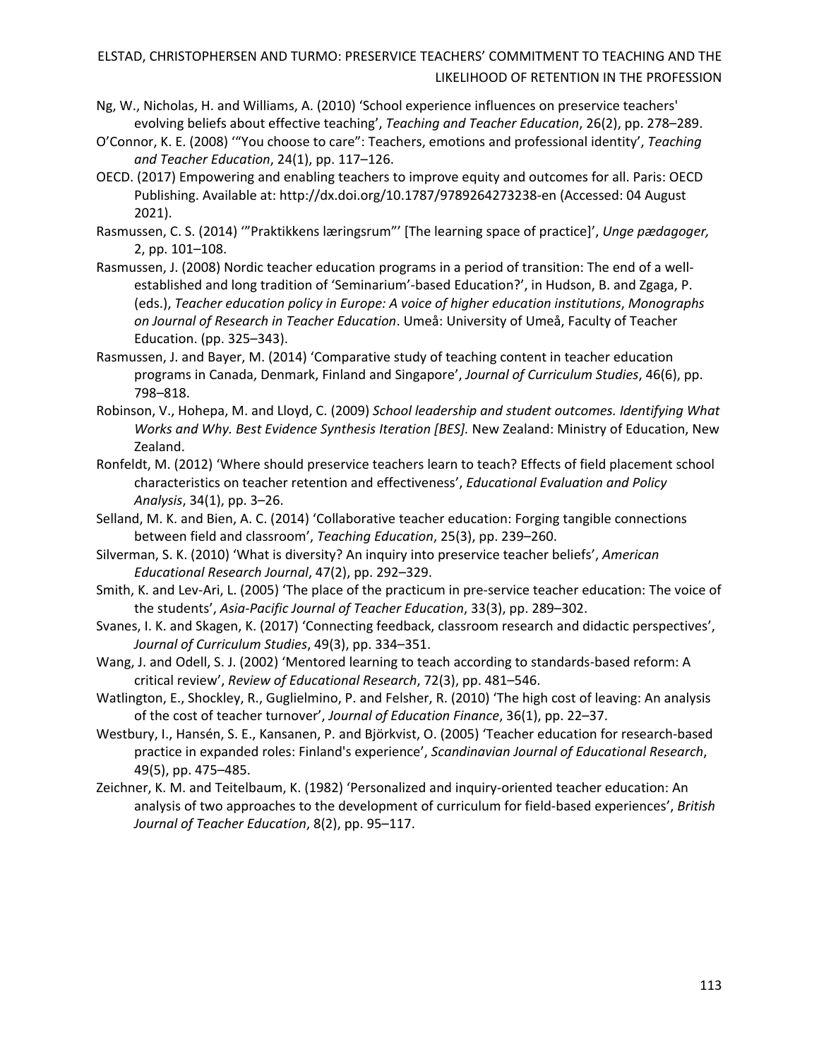Ng, W., Nicholas, H. and Williams, A. (2010) 'School experience influences on preservice teachers' evolving beliefs about effective teaching', *Teaching and Teacher Education*, 26(2), pp. 278–289.

O'Connor, K. E. (2008) '"You choose to care": Teachers, emotions and professional identity', *Teaching and Teacher Education*, 24(1), pp. 117–126.

OECD. (2017) Empowering and enabling teachers to improve equity and outcomes for all. Paris: OECD Publishing. Available at: http://dx.doi.org/10.1787/9789264273238-en (Accessed: 04 August 2021).

Rasmussen, C. S. (2014) '"Praktikkens læringsrum"' [The learning space of practice]', *Unge pædagoger,* 2, pp. 101–108.

Rasmussen, J. (2008) Nordic teacher education programs in a period of transition: The end of a well-established and long tradition of 'Seminarium'-based Education?', in Hudson, B. and Zgaga, P. (eds.), *Teacher education policy in Europe: A voice of higher education institutions*, *Monographs on Journal of Research in Teacher Education*. Umeå: University of Umeå, Faculty of Teacher Education. (pp. 325–343).

Rasmussen, J. and Bayer, M. (2014) 'Comparative study of teaching content in teacher education programs in Canada, Denmark, Finland and Singapore', *Journal of Curriculum Studies*, 46(6), pp. 798–818.

Robinson, V., Hohepa, M. and Lloyd, C. (2009) *School leadership and student outcomes. Identifying What Works and Why. Best Evidence Synthesis Iteration [BES].* New Zealand: Ministry of Education, New Zealand.

Ronfeldt, M. (2012) 'Where should preservice teachers learn to teach? Effects of field placement school characteristics on teacher retention and effectiveness', *Educational Evaluation and Policy Analysis*, 34(1), pp. 3–26.

Selland, M. K. and Bien, A. C. (2014) 'Collaborative teacher education: Forging tangible connections between field and classroom', *Teaching Education*, 25(3), pp. 239–260.

Silverman, S. K. (2010) 'What is diversity? An inquiry into preservice teacher beliefs', *American Educational Research Journal*, 47(2), pp. 292–329.

Smith, K. and Lev-Ari, L. (2005) 'The place of the practicum in pre-service teacher education: The voice of the students', *Asia-Pacific Journal of Teacher Education*, 33(3), pp. 289–302.

Svanes, I. K. and Skagen, K. (2017) 'Connecting feedback, classroom research and didactic perspectives', *Journal of Curriculum Studies*, 49(3), pp. 334–351.

Wang, J. and Odell, S. J. (2002) 'Mentored learning to teach according to standards-based reform: A critical review', *Review of Educational Research*, 72(3), pp. 481–546.

Watlington, E., Shockley, R., Guglielmino, P. and Felsher, R. (2010) 'The high cost of leaving: An analysis of the cost of teacher turnover', *Journal of Education Finance*, 36(1), pp. 22–37.

Westbury, I., Hansén, S. E., Kansanen, P. and Björkvist, O. (2005) 'Teacher education for research-based practice in expanded roles: Finland's experience', *Scandinavian Journal of Educational Research*, 49(5), pp. 475–485.

Zeichner, K. M. and Teitelbaum, K. (1982) 'Personalized and inquiry-oriented teacher education: An analysis of two approaches to the development of curriculum for field-based experiences', *British Journal of Teacher Education*, 8(2), pp. 95–117.